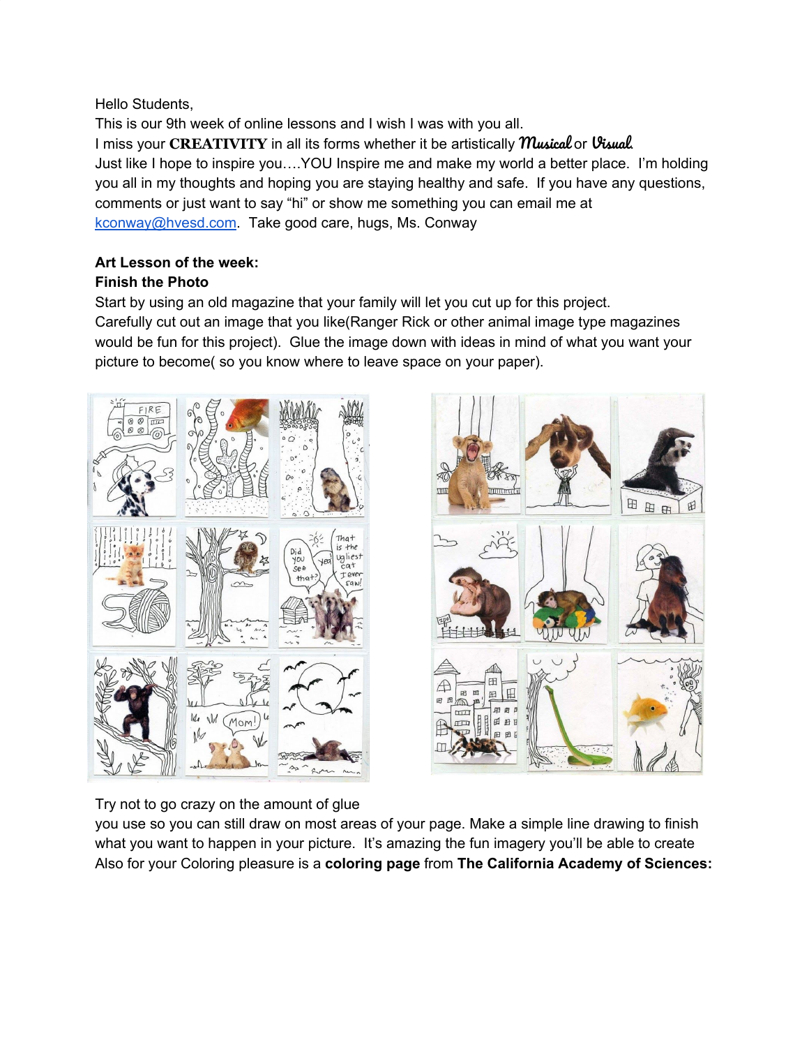Hello Students,

This is our 9th week of online lessons and I wish I was with you all.

I miss your **CREATIVITY** in all its forms whether it be artistically *Musical* or *Visual*.

Just like I hope to inspire you….YOU Inspire me and make my world a better place. I'm holding you all in my thoughts and hoping you are staying healthy and safe. If you have any questions, comments or just want to say "hi" or show me something you can email me at [kconway@hvesd.com](mailto:kconway@hvesd.com). Take good care, hugs, Ms. Conway

**Art Lesson of the week:**
**Finish the Photo**

Start by using an old magazine that your family will let you cut up for this project.
Carefully cut out an image that you like(Ranger Rick or other animal image type magazines would be fun for this project). Glue the image down with ideas in mind of what you want your picture to become( so you know where to leave space on your paper).

Try not to go crazy on the amount of glue
you use so you can still draw on most areas of your page. Make a simple line drawing to finish what you want to happen in your picture. It's amazing the fun imagery you'll be able to create
Also for your Coloring pleasure is a **coloring page** from **The California Academy of Sciences:**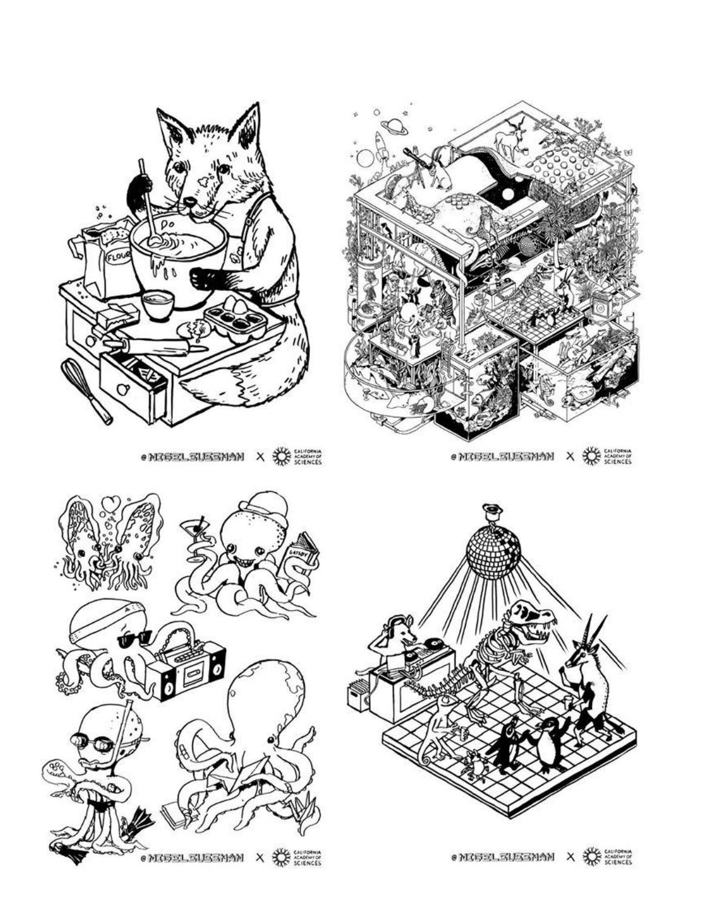@NIGELSUSSMAN × CALIFORNIA ACADEMY OF SCIENCES

@NIGELSUSSMAN × CALIFORNIA ACADEMY OF SCIENCES

@NIGELSUSSMAN × CALIFORNIA ACADEMY OF SCIENCES

@NIGELSUSSMAN × CALIFORNIA ACADEMY OF SCIENCES